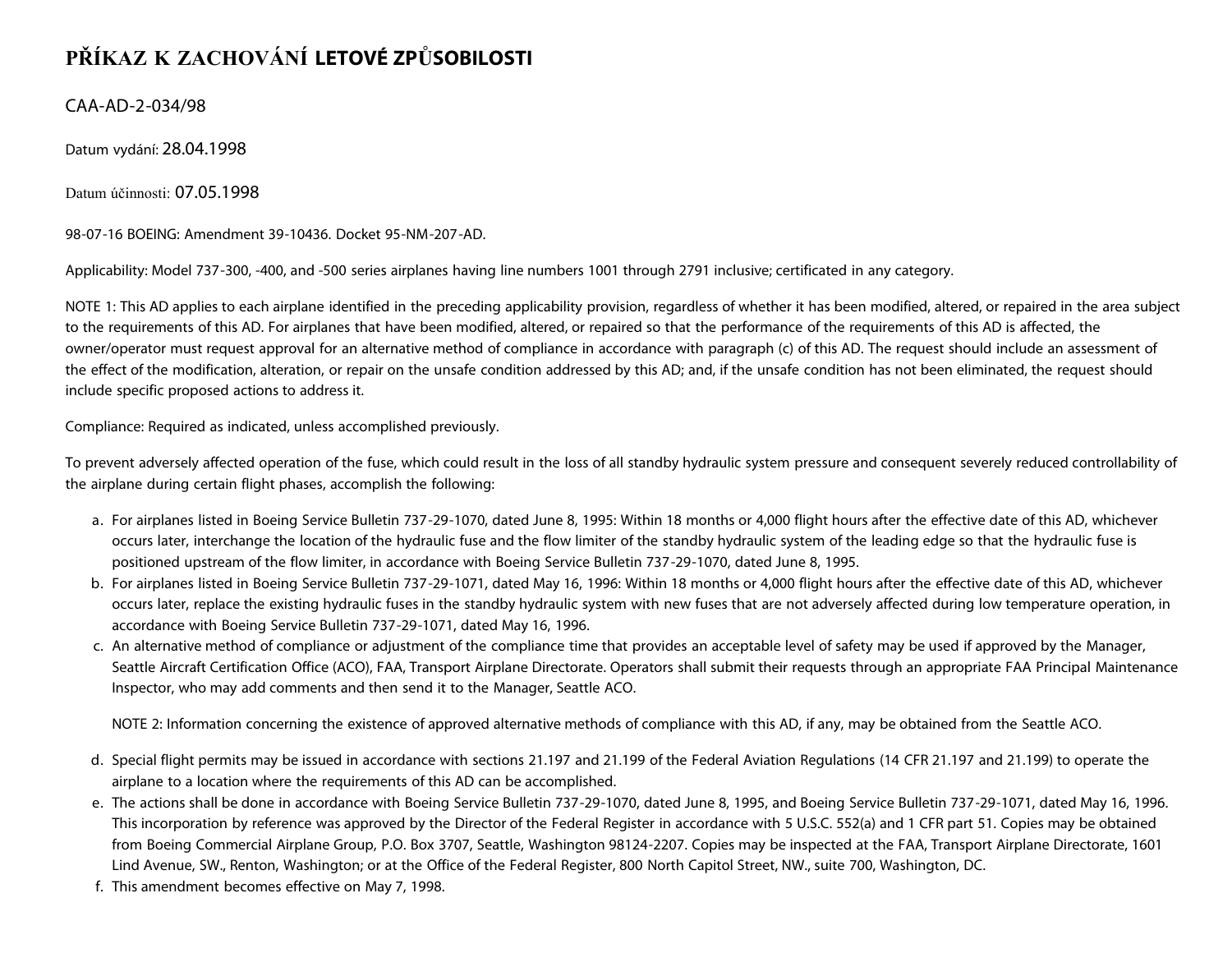# PŘÍKAZ K ZACHOVÁNÍ LETOVÉ ZPŮSOBILOSTI

CAA-AD-2-034/98

Datum vydání: 28.04.1998

Datum účinnosti: 07.05.1998

98-07-16 BOEING: Amendment 39-10436. Docket 95-NM-207-AD.

Applicability: Model 737-300, -400, and -500 series airplanes having line numbers 1001 through 2791 inclusive; certificated in any category.

NOTE 1: This AD applies to each airplane identified in the preceding applicability provision, regardless of whether it has been modified, altered, or repaired in the area subject to the requirements of this AD. For airplanes that have been modified, altered, or repaired so that the performance of the requirements of this AD is affected, the owner/operator must request approval for an alternative method of compliance in accordance with paragraph (c) of this AD. The request should include an assessment of the effect of the modification, alteration, or repair on the unsafe condition addressed by this AD; and, if the unsafe condition has not been eliminated, the request should include specific proposed actions to address it.

Compliance: Required as indicated, unless accomplished previously.

To prevent adversely affected operation of the fuse, which could result in the loss of all standby hydraulic system pressure and consequent severely reduced controllability of the airplane during certain flight phases, accomplish the following:

a. For airplanes listed in Boeing Service Bulletin 737-29-1070, dated June 8, 1995: Within 18 months or 4,000 flight hours after the effective date of this AD, whichever occurs later, interchange the location of the hydraulic fuse and the flow limiter of the standby hydraulic system of the leading edge so that the hydraulic fuse is positioned upstream of the flow limiter, in accordance with Boeing Service Bulletin 737-29-1070, dated June 8, 1995.
b. For airplanes listed in Boeing Service Bulletin 737-29-1071, dated May 16, 1996: Within 18 months or 4,000 flight hours after the effective date of this AD, whichever occurs later, replace the existing hydraulic fuses in the standby hydraulic system with new fuses that are not adversely affected during low temperature operation, in accordance with Boeing Service Bulletin 737-29-1071, dated May 16, 1996.
c. An alternative method of compliance or adjustment of the compliance time that provides an acceptable level of safety may be used if approved by the Manager, Seattle Aircraft Certification Office (ACO), FAA, Transport Airplane Directorate. Operators shall submit their requests through an appropriate FAA Principal Maintenance Inspector, who may add comments and then send it to the Manager, Seattle ACO.

   NOTE 2: Information concerning the existence of approved alternative methods of compliance with this AD, if any, may be obtained from the Seattle ACO.

d. Special flight permits may be issued in accordance with sections 21.197 and 21.199 of the Federal Aviation Regulations (14 CFR 21.197 and 21.199) to operate the airplane to a location where the requirements of this AD can be accomplished.
e. The actions shall be done in accordance with Boeing Service Bulletin 737-29-1070, dated June 8, 1995, and Boeing Service Bulletin 737-29-1071, dated May 16, 1996. This incorporation by reference was approved by the Director of the Federal Register in accordance with 5 U.S.C. 552(a) and 1 CFR part 51. Copies may be obtained from Boeing Commercial Airplane Group, P.O. Box 3707, Seattle, Washington 98124-2207. Copies may be inspected at the FAA, Transport Airplane Directorate, 1601 Lind Avenue, SW., Renton, Washington; or at the Office of the Federal Register, 800 North Capitol Street, NW., suite 700, Washington, DC.
f. This amendment becomes effective on May 7, 1998.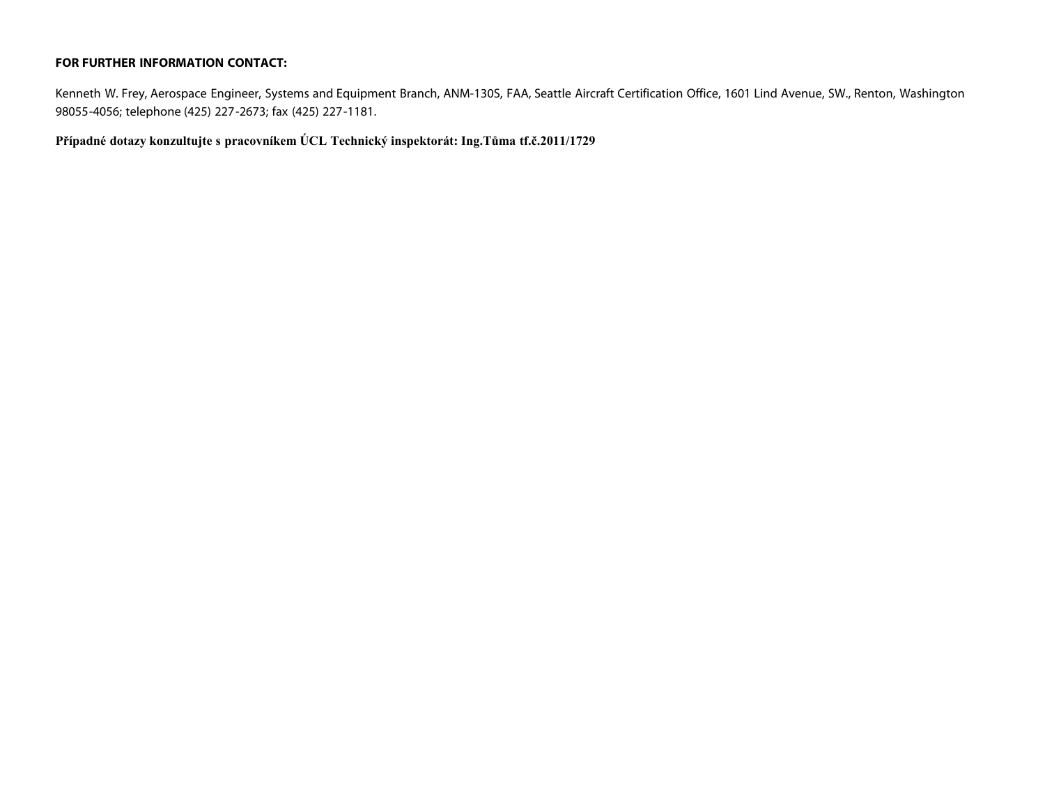**FOR FURTHER INFORMATION CONTACT:**

Kenneth W. Frey, Aerospace Engineer, Systems and Equipment Branch, ANM-130S, FAA, Seattle Aircraft Certification Office, 1601 Lind Avenue, SW., Renton, Washington 98055-4056; telephone (425) 227-2673; fax (425) 227-1181.

**Případné dotazy konzultujte s pracovníkem ÚCL Technický inspektorát: Ing.Tůma tf.č.2011/1729**